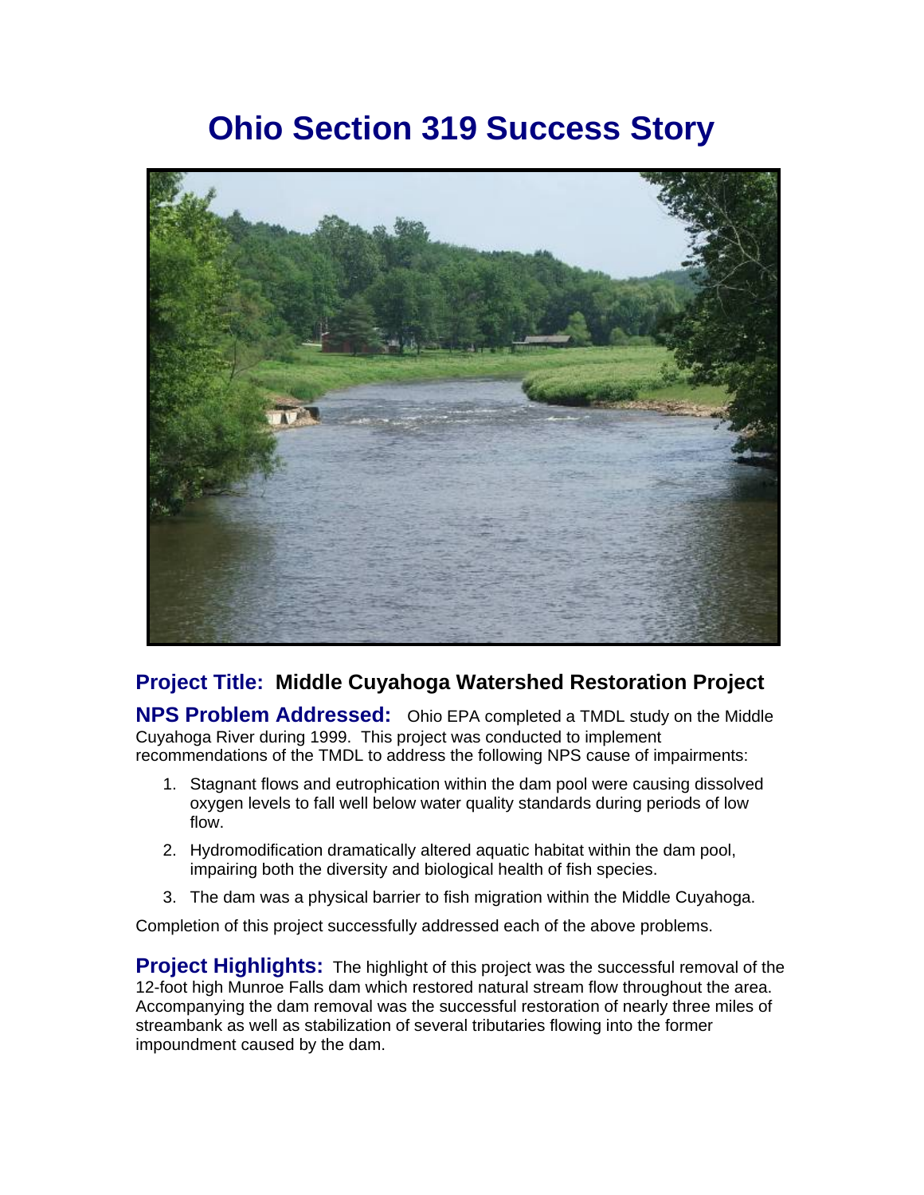# Ohio Section 319 Success Story

**Project Title: Middle Cuyahoga Watershed Restoration Project**

**NPS Problem Addressed:** Ohio EPA completed a TMDL study on the Middle Cuyahoga River during 1999. This project was conducted to implement recommendations of the TMDL to address the following NPS cause of impairments:

1. Stagnant flows and eutrophication within the dam pool were causing dissolved oxygen levels to fall well below water quality standards during periods of low flow.
2. Hydromodification dramatically altered aquatic habitat within the dam pool, impairing both the diversity and biological health of fish species.
3. The dam was a physical barrier to fish migration within the Middle Cuyahoga.

Completion of this project successfully addressed each of the above problems.

**Project Highlights:** The highlight of this project was the successful removal of the 12-foot high Munroe Falls dam which restored natural stream flow throughout the area. Accompanying the dam removal was the successful restoration of nearly three miles of streambank as well as stabilization of several tributaries flowing into the former impoundment caused by the dam.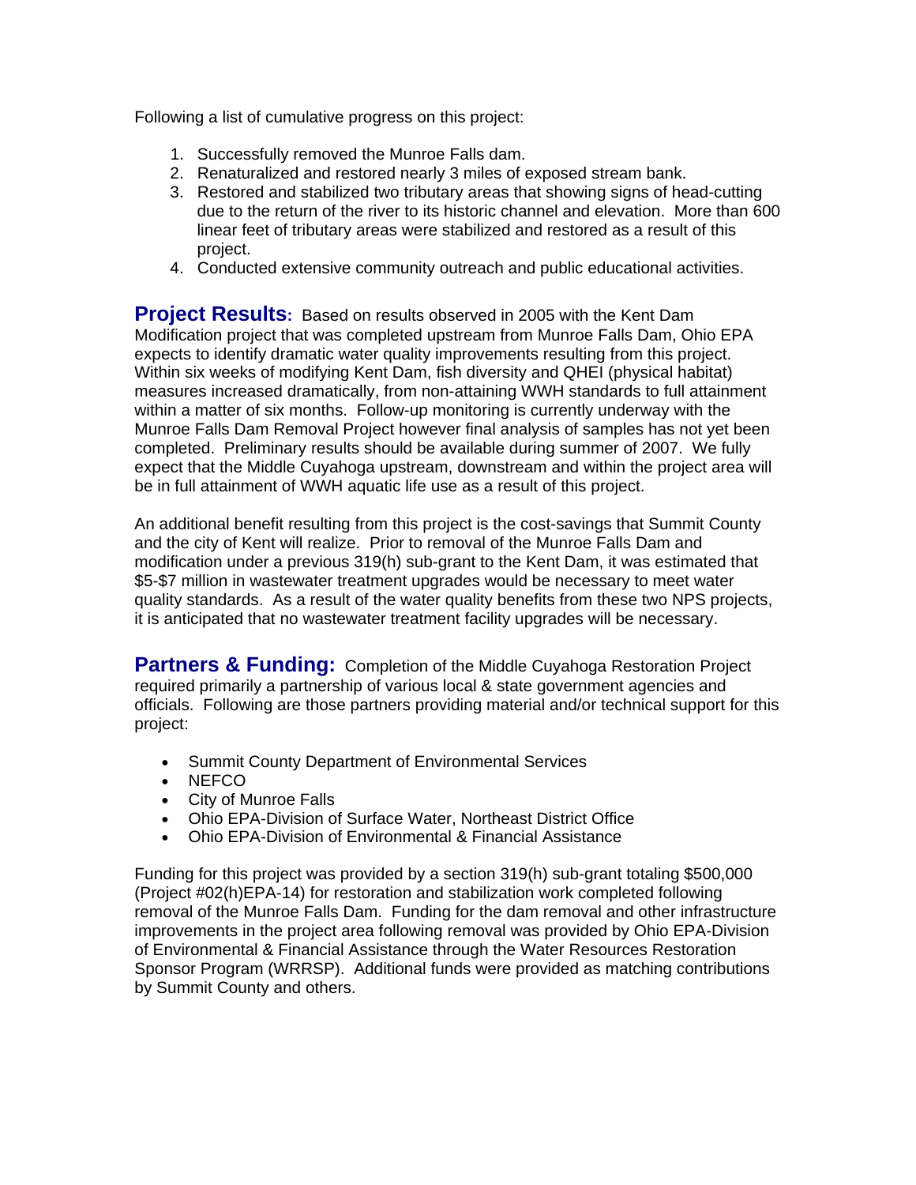Following a list of cumulative progress on this project:

1. Successfully removed the Munroe Falls dam.
2. Renaturalized and restored nearly 3 miles of exposed stream bank.
3. Restored and stabilized two tributary areas that showing signs of head-cutting due to the return of the river to its historic channel and elevation. More than 600 linear feet of tributary areas were stabilized and restored as a result of this project.
4. Conducted extensive community outreach and public educational activities.

**Project Results:** Based on results observed in 2005 with the Kent Dam Modification project that was completed upstream from Munroe Falls Dam, Ohio EPA expects to identify dramatic water quality improvements resulting from this project. Within six weeks of modifying Kent Dam, fish diversity and QHEI (physical habitat) measures increased dramatically, from non-attaining WWH standards to full attainment within a matter of six months. Follow-up monitoring is currently underway with the Munroe Falls Dam Removal Project however final analysis of samples has not yet been completed. Preliminary results should be available during summer of 2007. We fully expect that the Middle Cuyahoga upstream, downstream and within the project area will be in full attainment of WWH aquatic life use as a result of this project.

An additional benefit resulting from this project is the cost-savings that Summit County and the city of Kent will realize. Prior to removal of the Munroe Falls Dam and modification under a previous 319(h) sub-grant to the Kent Dam, it was estimated that $5-$7 million in wastewater treatment upgrades would be necessary to meet water quality standards. As a result of the water quality benefits from these two NPS projects, it is anticipated that no wastewater treatment facility upgrades will be necessary.

**Partners & Funding:** Completion of the Middle Cuyahoga Restoration Project required primarily a partnership of various local & state government agencies and officials. Following are those partners providing material and/or technical support for this project:

- Summit County Department of Environmental Services
- NEFCO
- City of Munroe Falls
- Ohio EPA-Division of Surface Water, Northeast District Office
- Ohio EPA-Division of Environmental & Financial Assistance

Funding for this project was provided by a section 319(h) sub-grant totaling $500,000 (Project #02(h)EPA-14) for restoration and stabilization work completed following removal of the Munroe Falls Dam. Funding for the dam removal and other infrastructure improvements in the project area following removal was provided by Ohio EPA-Division of Environmental & Financial Assistance through the Water Resources Restoration Sponsor Program (WRRSP). Additional funds were provided as matching contributions by Summit County and others.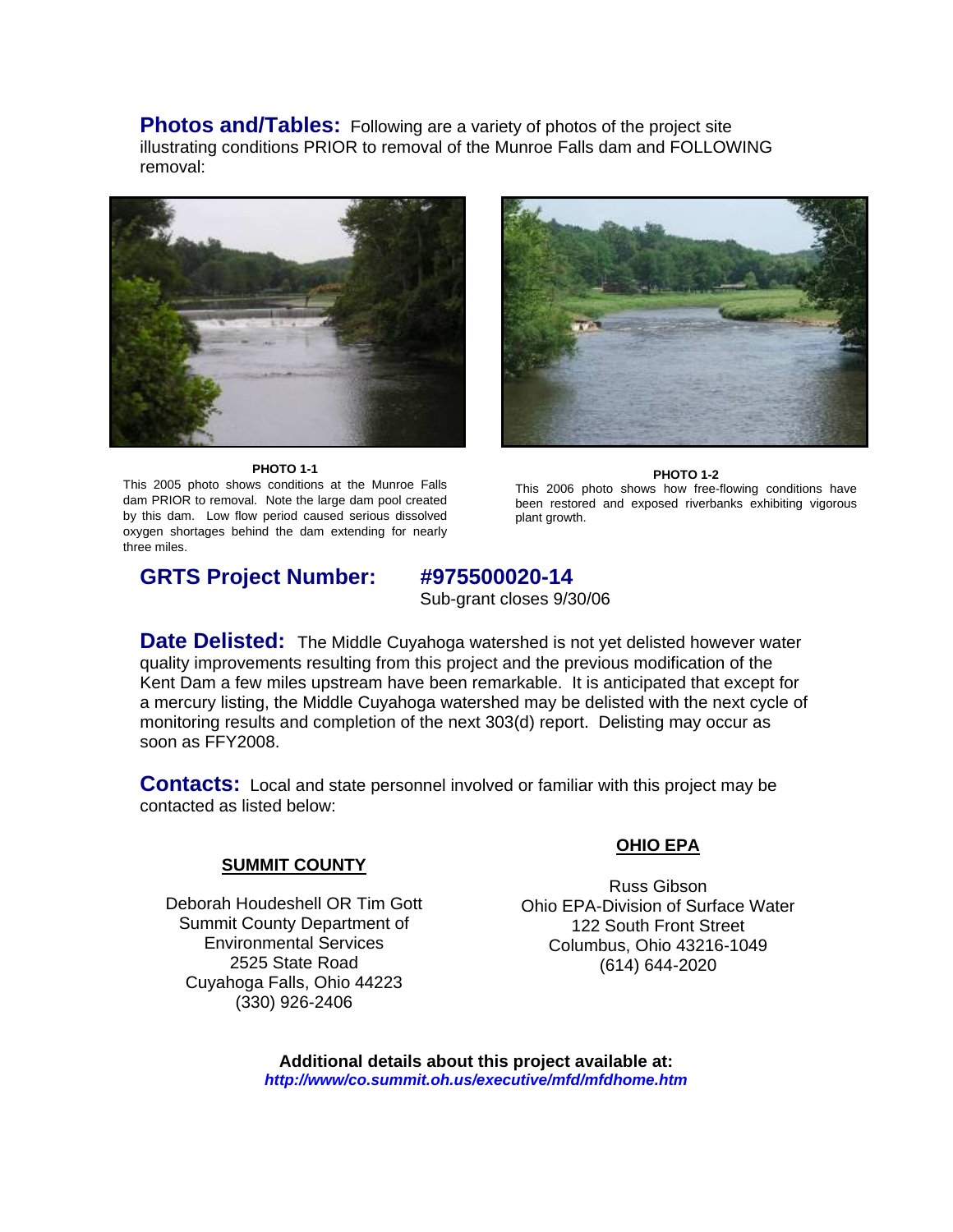**Photos and/Tables:** Following are a variety of photos of the project site illustrating conditions PRIOR to removal of the Munroe Falls dam and FOLLOWING removal:

**PHOTO 1-1**

This 2005 photo shows conditions at the Munroe Falls dam PRIOR to removal. Note the large dam pool created by this dam. Low flow period caused serious dissolved oxygen shortages behind the dam extending for nearly three miles.

**PHOTO 1-2**

This 2006 photo shows how free-flowing conditions have been restored and exposed riverbanks exhibiting vigorous plant growth.

**GRTS Project Number:** **#975500020-14**
Sub-grant closes 9/30/06

**Date Delisted:** The Middle Cuyahoga watershed is not yet delisted however water quality improvements resulting from this project and the previous modification of the Kent Dam a few miles upstream have been remarkable. It is anticipated that except for a mercury listing, the Middle Cuyahoga watershed may be delisted with the next cycle of monitoring results and completion of the next 303(d) report. Delisting may occur as soon as FFY2008.

**Contacts:** Local and state personnel involved or familiar with this project may be contacted as listed below:

**SUMMIT COUNTY**

Deborah Houdeshell OR Tim Gott
Summit County Department of Environmental Services
2525 State Road
Cuyahoga Falls, Ohio 44223
(330) 926-2406

**OHIO EPA**

Russ Gibson
Ohio EPA-Division of Surface Water
122 South Front Street
Columbus, Ohio 43216-1049
(614) 644-2020

**Additional details about this project available at:**
***http://www/co.summit.oh.us/executive/mfd/mfdhome.htm***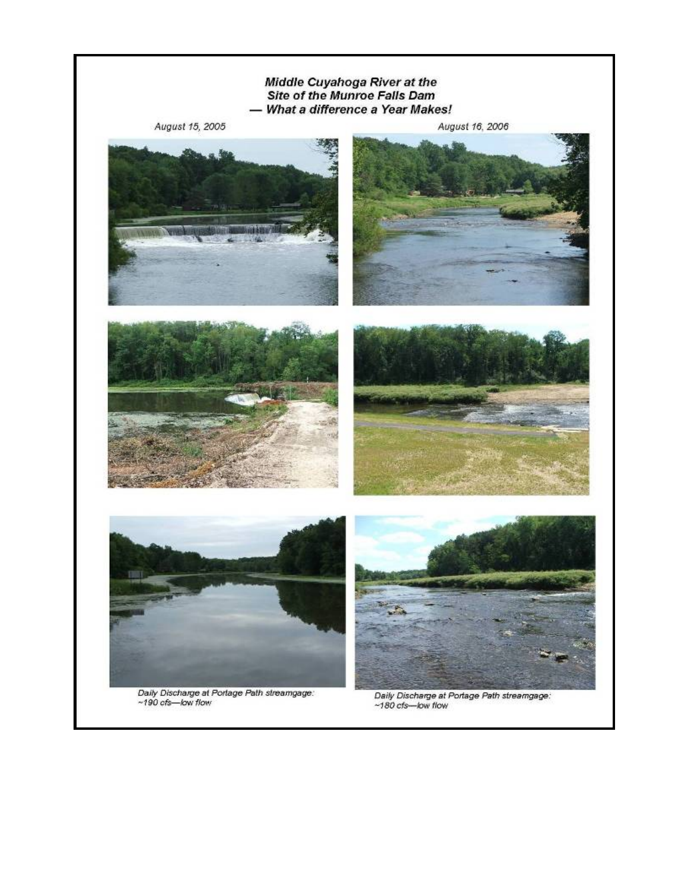***Middle Cuyahoga River at the Site of the Munroe Falls Dam — What a difference a Year Makes!***

*August 15, 2005*

*August 16, 2006*

*Daily Discharge at Portage Path streamgage: ~190 cfs—low flow*

*Daily Discharge at Portage Path streamgage: ~180 cfs—low flow*